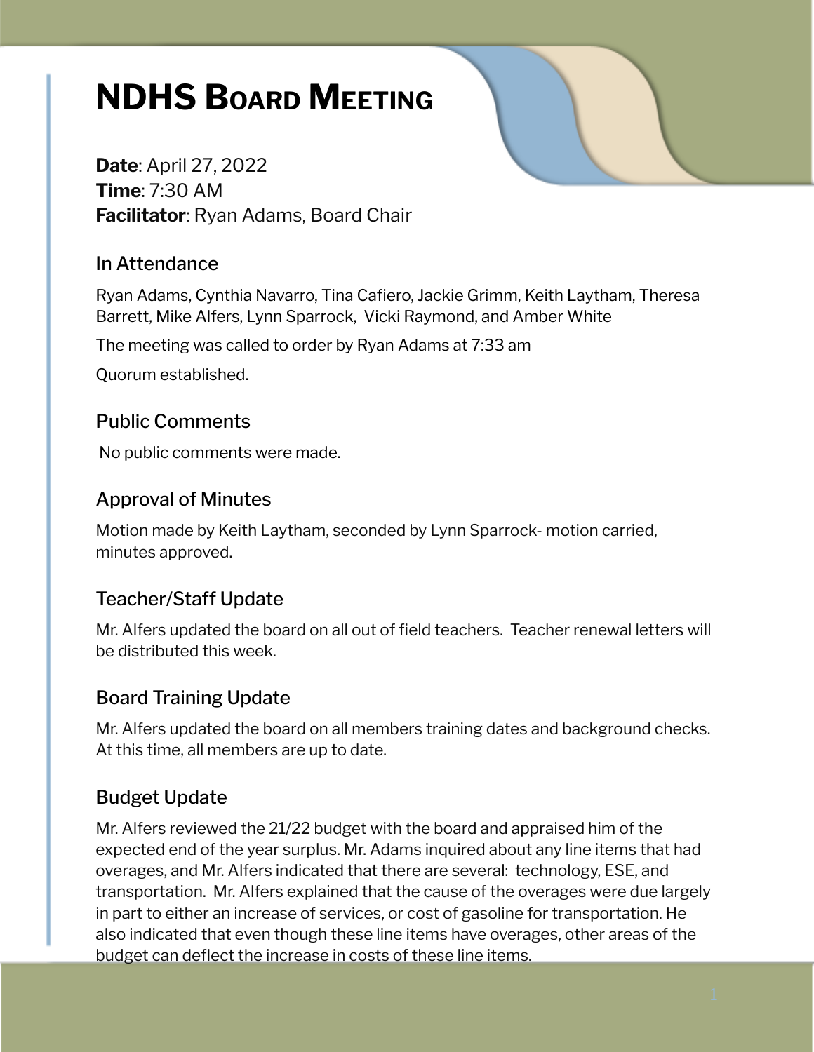# NDHS Board Meeting

**Date**: April 27, 2022
**Time**: 7:30 AM
**Facilitator**: Ryan Adams, Board Chair

## In Attendance

Ryan Adams, Cynthia Navarro, Tina Cafiero, Jackie Grimm, Keith Laytham, Theresa Barrett, Mike Alfers, Lynn Sparrock, Vicki Raymond, and Amber White

The meeting was called to order by Ryan Adams at 7:33 am

Quorum established.

## Public Comments

No public comments were made.

## Approval of Minutes

Motion made by Keith Laytham, seconded by Lynn Sparrock- motion carried, minutes approved.

## Teacher/Staff Update

Mr. Alfers updated the board on all out of field teachers. Teacher renewal letters will be distributed this week.

## Board Training Update

Mr. Alfers updated the board on all members training dates and background checks. At this time, all members are up to date.

## Budget Update

Mr. Alfers reviewed the 21/22 budget with the board and appraised him of the expected end of the year surplus. Mr. Adams inquired about any line items that had overages, and Mr. Alfers indicated that there are several: technology, ESE, and transportation. Mr. Alfers explained that the cause of the overages were due largely in part to either an increase of services, or cost of gasoline for transportation. He also indicated that even though these line items have overages, other areas of the budget can deflect the increase in costs of these line items.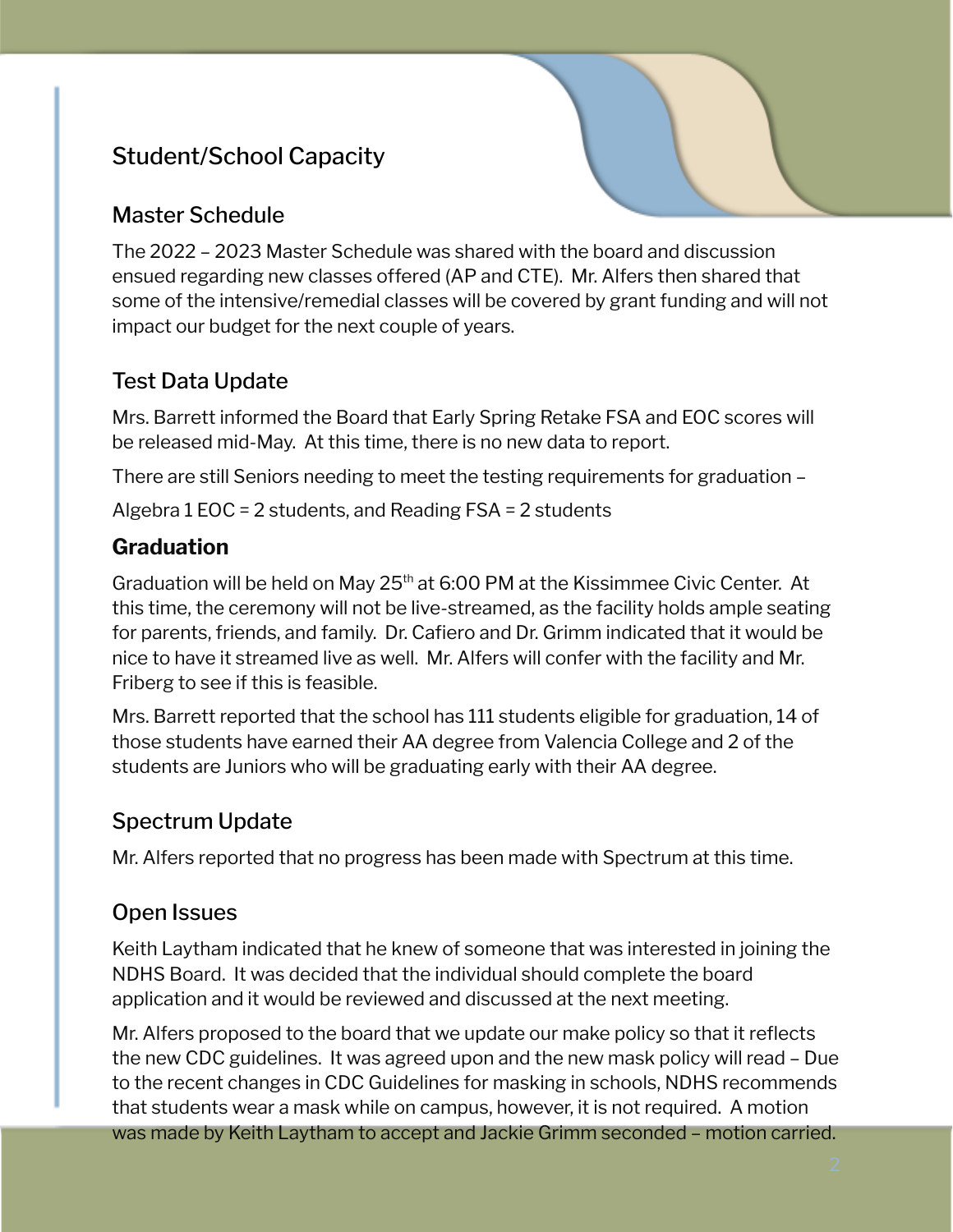## Student/School Capacity

### Master Schedule

The 2022 – 2023 Master Schedule was shared with the board and discussion ensued regarding new classes offered (AP and CTE). Mr. Alfers then shared that some of the intensive/remedial classes will be covered by grant funding and will not impact our budget for the next couple of years.

### Test Data Update

Mrs. Barrett informed the Board that Early Spring Retake FSA and EOC scores will be released mid-May. At this time, there is no new data to report.

There are still Seniors needing to meet the testing requirements for graduation –

Algebra 1 EOC = 2 students, and Reading FSA = 2 students

### **Graduation**

Graduation will be held on May 25th at 6:00 PM at the Kissimmee Civic Center. At this time, the ceremony will not be live-streamed, as the facility holds ample seating for parents, friends, and family. Dr. Cafiero and Dr. Grimm indicated that it would be nice to have it streamed live as well. Mr. Alfers will confer with the facility and Mr. Friberg to see if this is feasible.

Mrs. Barrett reported that the school has 111 students eligible for graduation, 14 of those students have earned their AA degree from Valencia College and 2 of the students are Juniors who will be graduating early with their AA degree.

### Spectrum Update

Mr. Alfers reported that no progress has been made with Spectrum at this time.

### Open Issues

Keith Laytham indicated that he knew of someone that was interested in joining the NDHS Board. It was decided that the individual should complete the board application and it would be reviewed and discussed at the next meeting.

Mr. Alfers proposed to the board that we update our make policy so that it reflects the new CDC guidelines. It was agreed upon and the new mask policy will read – Due to the recent changes in CDC Guidelines for masking in schools, NDHS recommends that students wear a mask while on campus, however, it is not required. A motion was made by Keith Laytham to accept and Jackie Grimm seconded – motion carried.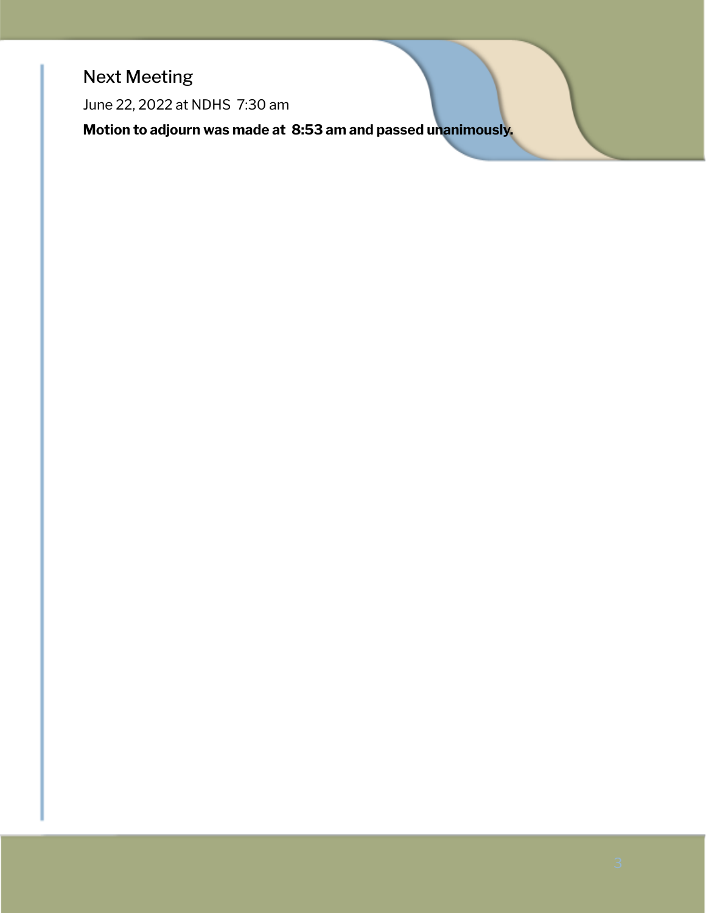## Next Meeting

June 22, 2022 at NDHS 7:30 am

**Motion to adjourn was made at 8:53 am and passed unanimously.**